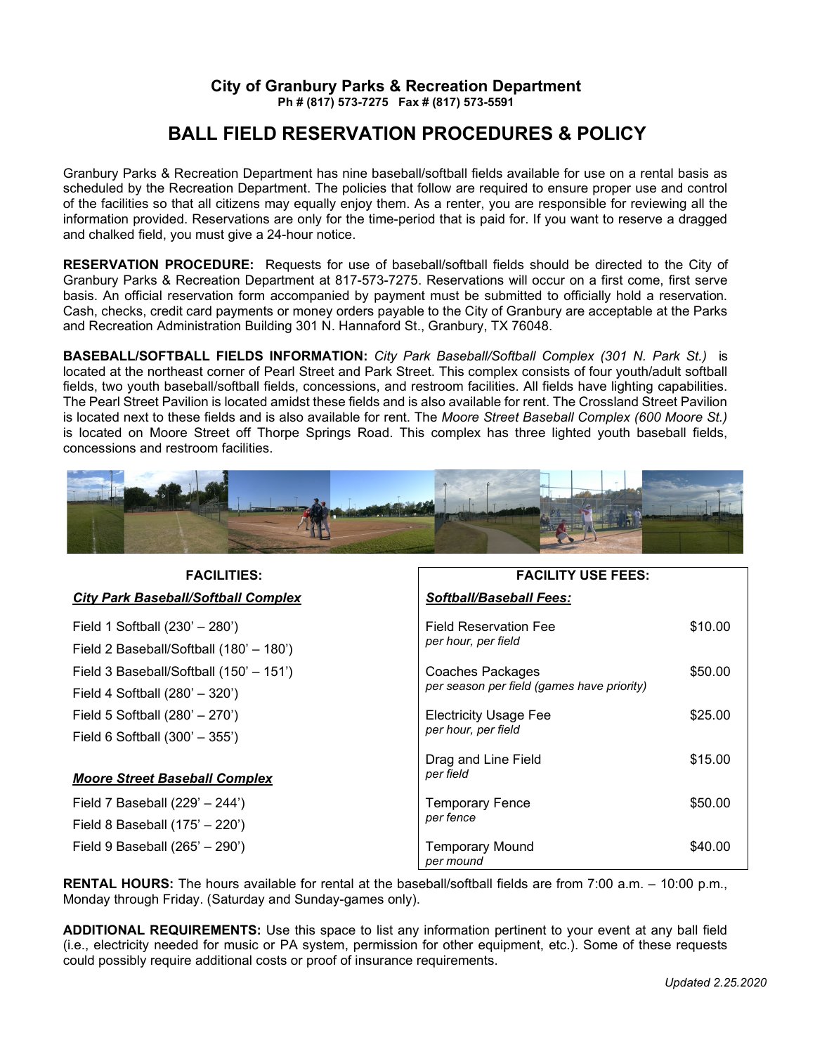## City of Granbury Parks & Recreation Department

**Ph # (817) 573-7275 Fax # (817) 573-5591**

# BALL FIELD RESERVATION PROCEDURES & POLICY

Granbury Parks & Recreation Department has nine baseball/softball fields available for use on a rental basis as scheduled by the Recreation Department. The policies that follow are required to ensure proper use and control of the facilities so that all citizens may equally enjoy them. As a renter, you are responsible for reviewing all the information provided. Reservations are only for the time-period that is paid for. If you want to reserve a dragged and chalked field, you must give a 24-hour notice.

**RESERVATION PROCEDURE:** Requests for use of baseball/softball fields should be directed to the City of Granbury Parks & Recreation Department at 817-573-7275. Reservations will occur on a first come, first serve basis. An official reservation form accompanied by payment must be submitted to officially hold a reservation. Cash, checks, credit card payments or money orders payable to the City of Granbury are acceptable at the Parks and Recreation Administration Building 301 N. Hannaford St., Granbury, TX 76048.

**BASEBALL/SOFTBALL FIELDS INFORMATION:** *City Park Baseball/Softball Complex (301 N. Park St.)* is located at the northeast corner of Pearl Street and Park Street. This complex consists of four youth/adult softball fields, two youth baseball/softball fields, concessions, and restroom facilities. All fields have lighting capabilities. The Pearl Street Pavilion is located amidst these fields and is also available for rent. The Crossland Street Pavilion is located next to these fields and is also available for rent. The *Moore Street Baseball Complex (600 Moore St.)* is located on Moore Street off Thorpe Springs Road. This complex has three lighted youth baseball fields, concessions and restroom facilities.

### FACILITIES:

***City Park Baseball/Softball Complex***

- Field 1 Softball (230' – 280')
- Field 2 Baseball/Softball (180' – 180')
- Field 3 Baseball/Softball (150' – 151')
- Field 4 Softball (280' – 320')
- Field 5 Softball (280' – 270')
- Field 6 Softball (300' – 355')

***Moore Street Baseball Complex***

- Field 7 Baseball (229' – 244')
- Field 8 Baseball (175' – 220')
- Field 9 Baseball (265' – 290')

### FACILITY USE FEES:

***Softball/Baseball Fees:***

| Fee | Amount |
|---|---|
| Field Reservation Fee *per hour, per field* | $10.00 |
| Coaches Packages *per season per field (games have priority)* | $50.00 |
| Electricity Usage Fee *per hour, per field* | $25.00 |
| Drag and Line Field *per field* | $15.00 |
| Temporary Fence *per fence* | $50.00 |
| Temporary Mound *per mound* | $40.00 |

**RENTAL HOURS:** The hours available for rental at the baseball/softball fields are from 7:00 a.m. – 10:00 p.m., Monday through Friday. (Saturday and Sunday-games only).

**ADDITIONAL REQUIREMENTS:** Use this space to list any information pertinent to your event at any ball field (i.e., electricity needed for music or PA system, permission for other equipment, etc.). Some of these requests could possibly require additional costs or proof of insurance requirements.

*Updated 2.25.2020*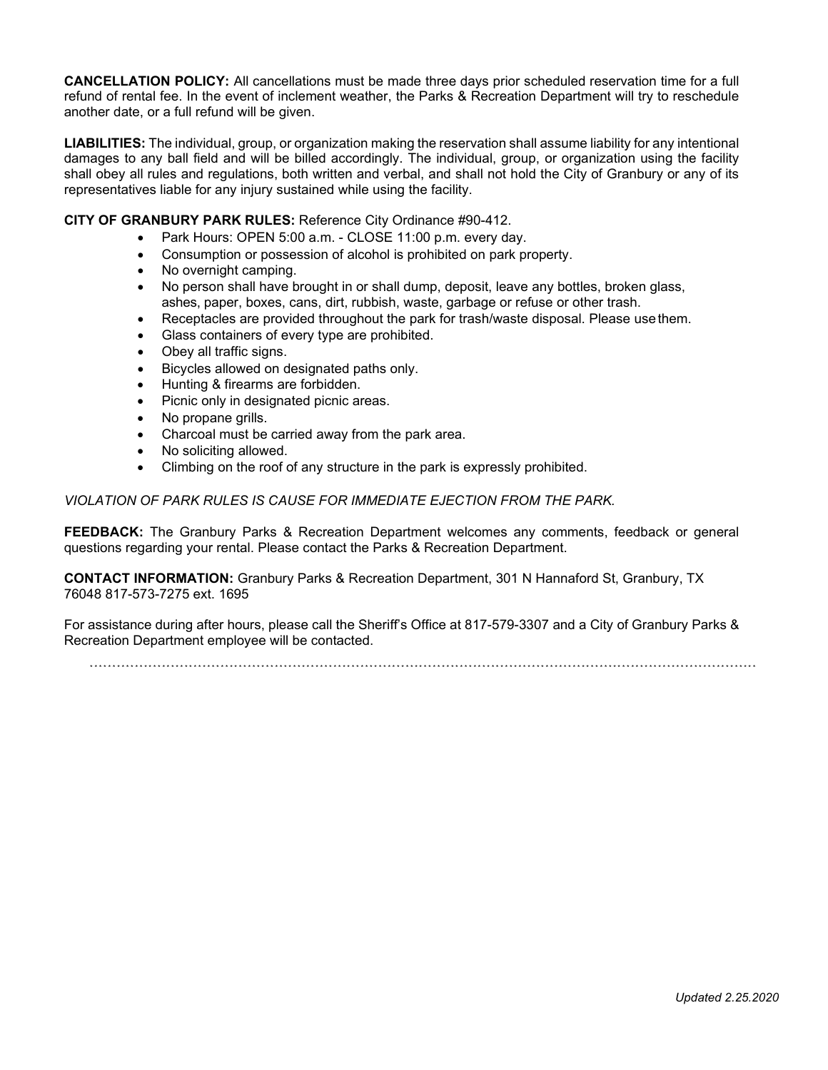**CANCELLATION POLICY:** All cancellations must be made three days prior scheduled reservation time for a full refund of rental fee. In the event of inclement weather, the Parks & Recreation Department will try to reschedule another date, or a full refund will be given.

**LIABILITIES:** The individual, group, or organization making the reservation shall assume liability for any intentional damages to any ball field and will be billed accordingly. The individual, group, or organization using the facility shall obey all rules and regulations, both written and verbal, and shall not hold the City of Granbury or any of its representatives liable for any injury sustained while using the facility.

**CITY OF GRANBURY PARK RULES:** Reference City Ordinance #90-412.

- Park Hours: OPEN 5:00 a.m. - CLOSE 11:00 p.m. every day.
- Consumption or possession of alcohol is prohibited on park property.
- No overnight camping.
- No person shall have brought in or shall dump, deposit, leave any bottles, broken glass, ashes, paper, boxes, cans, dirt, rubbish, waste, garbage or refuse or other trash.
- Receptacles are provided throughout the park for trash/waste disposal. Please use them.
- Glass containers of every type are prohibited.
- Obey all traffic signs.
- Bicycles allowed on designated paths only.
- Hunting & firearms are forbidden.
- Picnic only in designated picnic areas.
- No propane grills.
- Charcoal must be carried away from the park area.
- No soliciting allowed.
- Climbing on the roof of any structure in the park is expressly prohibited.

*VIOLATION OF PARK RULES IS CAUSE FOR IMMEDIATE EJECTION FROM THE PARK.*

**FEEDBACK:** The Granbury Parks & Recreation Department welcomes any comments, feedback or general questions regarding your rental. Please contact the Parks & Recreation Department.

**CONTACT INFORMATION:** Granbury Parks & Recreation Department, 301 N Hannaford St, Granbury, TX 76048 817-573-7275 ext. 1695

For assistance during after hours, please call the Sheriff's Office at 817-579-3307 and a City of Granbury Parks & Recreation Department employee will be contacted.

*Updated 2.25.2020*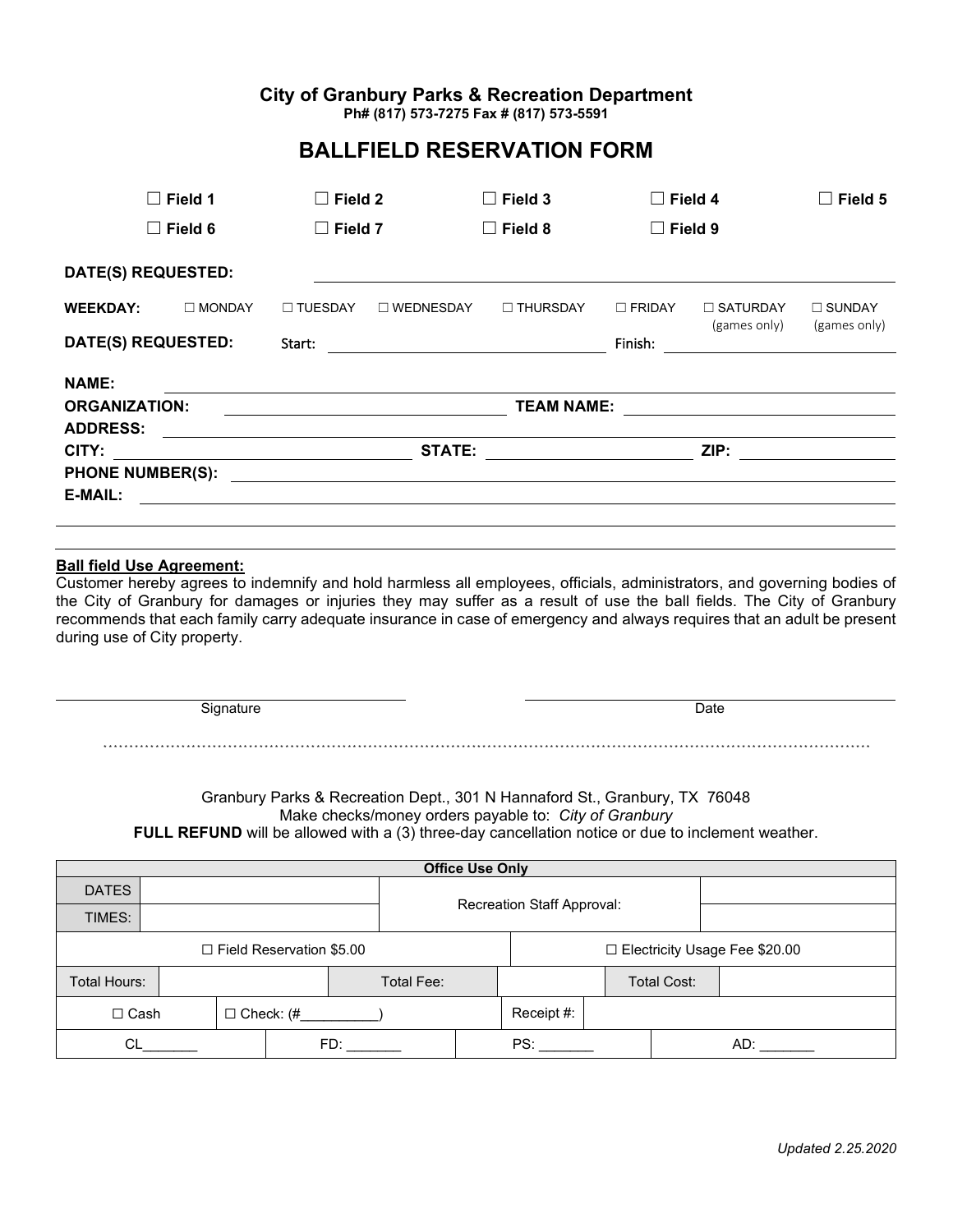**City of Granbury Parks & Recreation Department**
**Ph# (817) 573-7275 Fax # (817) 573-5591**

# BALLFIELD RESERVATION FORM

☐ **Field 1** ☐ **Field 2** ☐ **Field 3** ☐ **Field 4** ☐ **Field 5**

☐ **Field 6** ☐ **Field 7** ☐ **Field 8** ☐ **Field 9**

**DATE(S) REQUESTED:** ______________________________

**WEEKDAY:** ☐ MONDAY ☐ TUESDAY ☐ WEDNESDAY ☐ THURSDAY ☐ FRIDAY ☐ SATURDAY (games only) ☐ SUNDAY (games only)

**DATE(S) REQUESTED:** Start: ______________________ Finish: ______________________

**NAME:** ______________________________

**ORGANIZATION:** ______________________ **TEAM NAME:** ______________________

**ADDRESS:** ______________________________

**CITY:** ______________________ **STATE:** ______________________ **ZIP:** ______________

**PHONE NUMBER(S):** ______________________________

**E-MAIL:** ______________________________

**Ball field Use Agreement:**
Customer hereby agrees to indemnify and hold harmless all employees, officials, administrators, and governing bodies of the City of Granbury for damages or injuries they may suffer as a result of use the ball fields. The City of Granbury recommends that each family carry adequate insurance in case of emergency and always requires that an adult be present during use of City property.

______________________________ ______________________________
Signature Date

Granbury Parks & Recreation Dept., 301 N Hannaford St., Granbury, TX 76048
Make checks/money orders payable to: *City of Granbury*
**FULL REFUND** will be allowed with a (3) three-day cancellation notice or due to inclement weather.

| Office Use Only | | | | | |
|---|---|---|---|---|---|
| DATES | | Recreation Staff Approval: | | | |
| TIMES: | | | | | |
| ☐ Field Reservation $5.00 | | | ☐ Electricity Usage Fee $20.00 | | |
| Total Hours: | | Total Fee: | | Total Cost: | |
| ☐ Cash | ☐ Check: (#_________) | | Receipt #: | | |
| CL_______ | FD: _______ | | PS: _______ | AD: _______ | |

*Updated 2.25.2020*